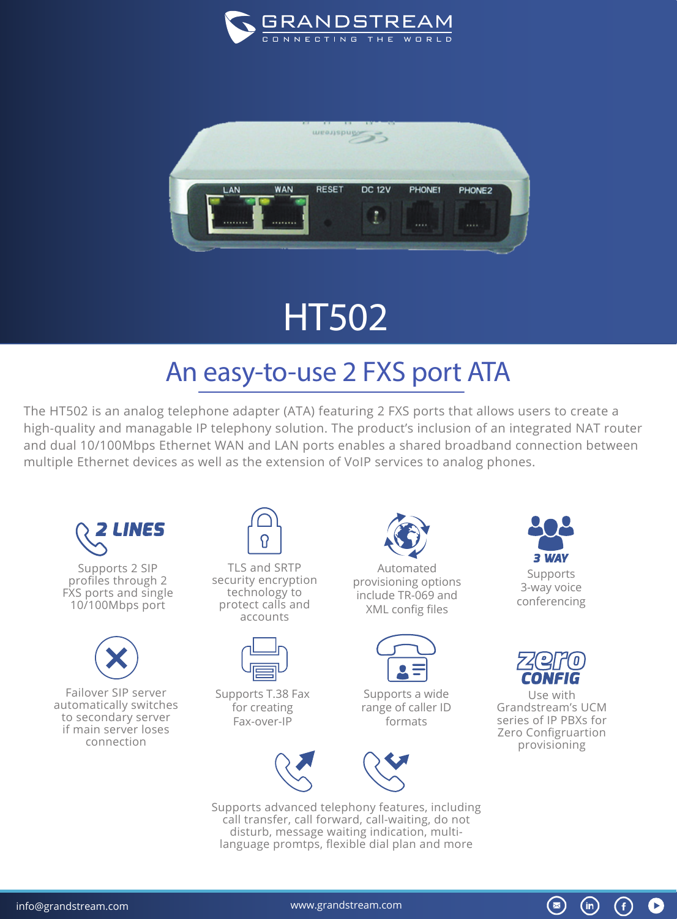GRANDSTREAM

CONNECTING THE WORLD

# HT502

## An easy-to-use 2 FXS port ATA

The HT502 is an analog telephone adapter (ATA) featuring 2 FXS ports that allows users to create a high-quality and managable IP telephony solution. The product's inclusion of an integrated NAT router and dual 10/100Mbps Ethernet WAN and LAN ports enables a shared broadband connection between multiple Ethernet devices as well as the extension of VoIP services to analog phones.

**2 LINES**

Supports 2 SIP profiles through 2 FXS ports and single 10/100Mbps port

TLS and SRTP security encryption technology to protect calls and accounts

Automated provisioning options include TR-069 and XML config files

**3 WAY**

Supports 3-way voice conferencing

Failover SIP server automatically switches to secondary server if main server loses connection

Supports T.38 Fax for creating Fax-over-IP

Supports a wide range of caller ID formats

**zero CONFIG**

Use with Grandstream's UCM series of IP PBXs for Zero Configruartion provisioning

Supports advanced telephony features, including call transfer, call forward, call-waiting, do not disturb, message waiting indication, multi-language prompts, flexible dial plan and more

info@grandstream.com

www.grandstream.com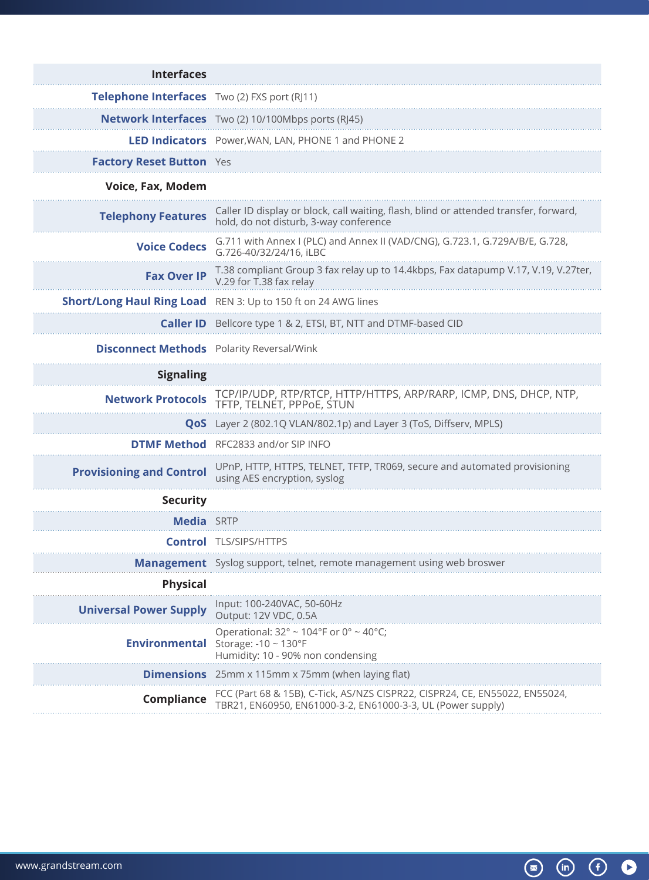| | |
|---|---|
| **Interfaces** | |
| **Telephone Interfaces** | Two (2) FXS port (RJ11) |
| **Network Interfaces** | Two (2) 10/100Mbps ports (RJ45) |
| **LED Indicators** | Power,WAN, LAN, PHONE 1 and PHONE 2 |
| **Factory Reset Button** | Yes |
| **Voice, Fax, Modem** | |
| **Telephony Features** | Caller ID display or block, call waiting, flash, blind or attended transfer, forward, hold, do not disturb, 3-way conference |
| **Voice Codecs** | G.711 with Annex I (PLC) and Annex II (VAD/CNG), G.723.1, G.729A/B/E, G.728, G.726-40/32/24/16, iLBC |
| **Fax Over IP** | T.38 compliant Group 3 fax relay up to 14.4kbps, Fax datapump V.17, V.19, V.27ter, V.29 for T.38 fax relay |
| **Short/Long Haul Ring Load** | REN 3: Up to 150 ft on 24 AWG lines |
| **Caller ID** | Bellcore type 1 & 2, ETSI, BT, NTT and DTMF-based CID |
| **Disconnect Methods** | Polarity Reversal/Wink |
| **Signaling** | |
| **Network Protocols** | TCP/IP/UDP, RTP/RTCP, HTTP/HTTPS, ARP/RARP, ICMP, DNS, DHCP, NTP, TFTP, TELNET, PPPoE, STUN |
| **QoS** | Layer 2 (802.1Q VLAN/802.1p) and Layer 3 (ToS, Diffserv, MPLS) |
| **DTMF Method** | RFC2833 and/or SIP INFO |
| **Provisioning and Control** | UPnP, HTTP, HTTPS, TELNET, TFTP, TR069, secure and automated provisioning using AES encryption, syslog |
| **Security** | |
| **Media** | SRTP |
| **Control** | TLS/SIPS/HTTPS |
| **Management** | Syslog support, telnet, remote management using web broswer |
| **Physical** | |
| **Universal Power Supply** | Input: 100-240VAC, 50-60Hz<br>Output: 12V VDC, 0.5A |
| **Environmental** | Operational: 32° ~ 104°F or 0° ~ 40°C;<br>Storage: -10 ~ 130°F<br>Humidity: 10 - 90% non condensing |
| **Dimensions** | 25mm x 115mm x 75mm (when laying flat) |
| **Compliance** | FCC (Part 68 & 15B), C-Tick, AS/NZS CISPR22, CISPR24, CE, EN55022, EN55024, TBR21, EN60950, EN61000-3-2, EN61000-3-3, UL (Power supply) |

www.grandstream.com